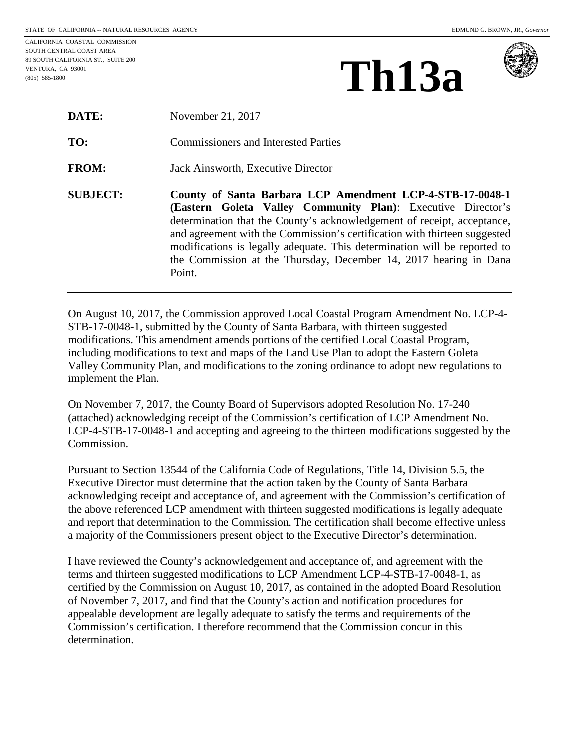STATE OF CALIFORNIA -- NATURAL RESOURCES AGENCY

EDMUND G. BROWN, JR., *Governor*

CALIFORNIA COASTAL COMMISSION
SOUTH CENTRAL COAST AREA
89 SOUTH CALIFORNIA ST., SUITE 200
VENTURA, CA 93001
(805) 585-1800

# Th13a

| | |
|---|---|
| **DATE:** | November 21, 2017 |
| **TO:** | Commissioners and Interested Parties |
| **FROM:** | Jack Ainsworth, Executive Director |
| **SUBJECT:** | **County of Santa Barbara LCP Amendment LCP-4-STB-17-0048-1 (Eastern Goleta Valley Community Plan)**: Executive Director's determination that the County's acknowledgement of receipt, acceptance, and agreement with the Commission's certification with thirteen suggested modifications is legally adequate. This determination will be reported to the Commission at the Thursday, December 14, 2017 hearing in Dana Point. |

On August 10, 2017, the Commission approved Local Coastal Program Amendment No. LCP-4-STB-17-0048-1, submitted by the County of Santa Barbara, with thirteen suggested modifications. This amendment amends portions of the certified Local Coastal Program, including modifications to text and maps of the Land Use Plan to adopt the Eastern Goleta Valley Community Plan, and modifications to the zoning ordinance to adopt new regulations to implement the Plan.

On November 7, 2017, the County Board of Supervisors adopted Resolution No. 17-240 (attached) acknowledging receipt of the Commission's certification of LCP Amendment No. LCP-4-STB-17-0048-1 and accepting and agreeing to the thirteen modifications suggested by the Commission.

Pursuant to Section 13544 of the California Code of Regulations, Title 14, Division 5.5, the Executive Director must determine that the action taken by the County of Santa Barbara acknowledging receipt and acceptance of, and agreement with the Commission's certification of the above referenced LCP amendment with thirteen suggested modifications is legally adequate and report that determination to the Commission. The certification shall become effective unless a majority of the Commissioners present object to the Executive Director's determination.

I have reviewed the County's acknowledgement and acceptance of, and agreement with the terms and thirteen suggested modifications to LCP Amendment LCP-4-STB-17-0048-1, as certified by the Commission on August 10, 2017, as contained in the adopted Board Resolution of November 7, 2017, and find that the County's action and notification procedures for appealable development are legally adequate to satisfy the terms and requirements of the Commission's certification. I therefore recommend that the Commission concur in this determination.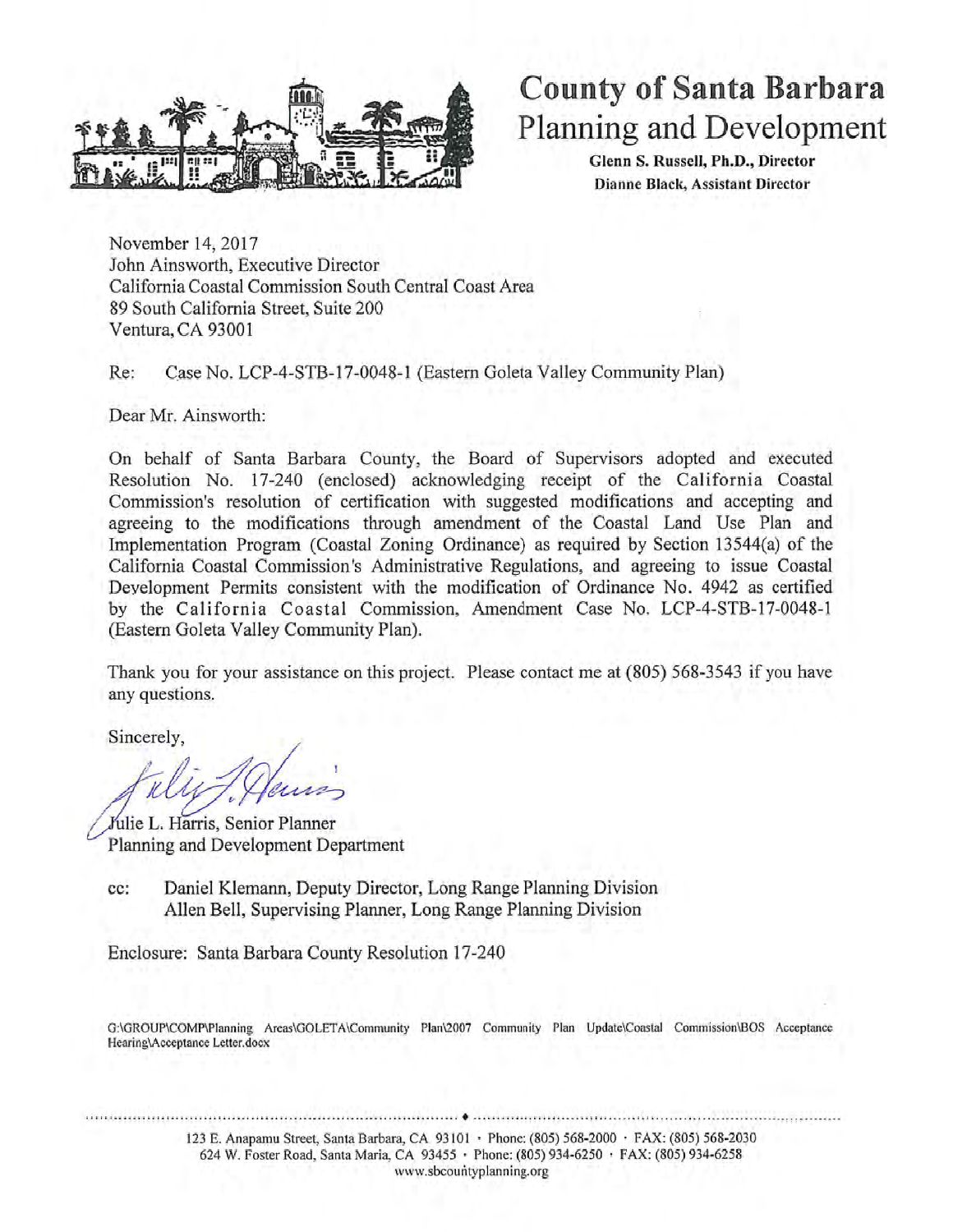# County of Santa Barbara
## Planning and Development

**Glenn S. Russell, Ph.D., Director**
**Dianne Black, Assistant Director**

November 14, 2017
John Ainsworth, Executive Director
California Coastal Commission South Central Coast Area
89 South California Street, Suite 200
Ventura, CA 93001

Re: Case No. LCP-4-STB-17-0048-1 (Eastern Goleta Valley Community Plan)

Dear Mr. Ainsworth:

On behalf of Santa Barbara County, the Board of Supervisors adopted and executed Resolution No. 17-240 (enclosed) acknowledging receipt of the California Coastal Commission's resolution of certification with suggested modifications and accepting and agreeing to the modifications through amendment of the Coastal Land Use Plan and Implementation Program (Coastal Zoning Ordinance) as required by Section 13544(a) of the California Coastal Commission's Administrative Regulations, and agreeing to issue Coastal Development Permits consistent with the modification of Ordinance No. 4942 as certified by the California Coastal Commission, Amendment Case No. LCP-4-STB-17-0048-1 (Eastern Goleta Valley Community Plan).

Thank you for your assistance on this project. Please contact me at (805) 568-3543 if you have any questions.

Sincerely,

Julie L. Harris, Senior Planner
Planning and Development Department

cc: Daniel Klemann, Deputy Director, Long Range Planning Division
Allen Bell, Supervising Planner, Long Range Planning Division

Enclosure: Santa Barbara County Resolution 17-240

G:\GROUP\COMP\Planning Areas\GOLETA\Community Plan\2007 Community Plan Update\Coastal Commission\BOS Acceptance Hearing\Acceptance Letter.docx

123 E. Anapamu Street, Santa Barbara, CA 93101 · Phone: (805) 568-2000 · FAX: (805) 568-2030
624 W. Foster Road, Santa Maria, CA 93455 · Phone: (805) 934-6250 · FAX: (805) 934-6258
www.sbcountyplanning.org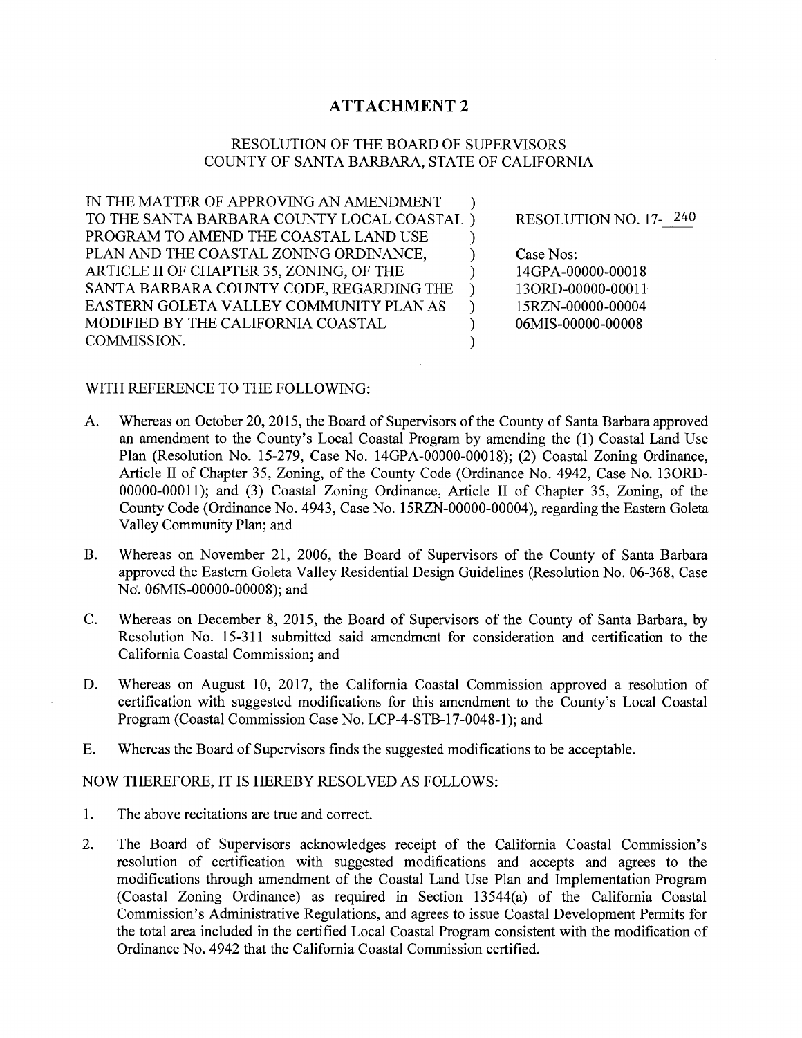# ATTACHMENT 2

RESOLUTION OF THE BOARD OF SUPERVISORS
COUNTY OF SANTA BARBARA, STATE OF CALIFORNIA

IN THE MATTER OF APPROVING AN AMENDMENT TO THE SANTA BARBARA COUNTY LOCAL COASTAL PROGRAM TO AMEND THE COASTAL LAND USE PLAN AND THE COASTAL ZONING ORDINANCE, ARTICLE II OF CHAPTER 35, ZONING, OF THE SANTA BARBARA COUNTY CODE, REGARDING THE EASTERN GOLETA VALLEY COMMUNITY PLAN AS MODIFIED BY THE CALIFORNIA COASTAL COMMISSION.

RESOLUTION NO. 17- 240

Case Nos:
14GPA-00000-00018
13ORD-00000-00011
15RZN-00000-00004
06MIS-00000-00008

WITH REFERENCE TO THE FOLLOWING:

A. Whereas on October 20, 2015, the Board of Supervisors of the County of Santa Barbara approved an amendment to the County's Local Coastal Program by amending the (1) Coastal Land Use Plan (Resolution No. 15-279, Case No. 14GPA-00000-00018); (2) Coastal Zoning Ordinance, Article II of Chapter 35, Zoning, of the County Code (Ordinance No. 4942, Case No. 13ORD-00000-00011); and (3) Coastal Zoning Ordinance, Article II of Chapter 35, Zoning, of the County Code (Ordinance No. 4943, Case No. 15RZN-00000-00004), regarding the Eastern Goleta Valley Community Plan; and

B. Whereas on November 21, 2006, the Board of Supervisors of the County of Santa Barbara approved the Eastern Goleta Valley Residential Design Guidelines (Resolution No. 06-368, Case No. 06MIS-00000-00008); and

C. Whereas on December 8, 2015, the Board of Supervisors of the County of Santa Barbara, by Resolution No. 15-311 submitted said amendment for consideration and certification to the California Coastal Commission; and

D. Whereas on August 10, 2017, the California Coastal Commission approved a resolution of certification with suggested modifications for this amendment to the County's Local Coastal Program (Coastal Commission Case No. LCP-4-STB-17-0048-1); and

E. Whereas the Board of Supervisors finds the suggested modifications to be acceptable.

NOW THEREFORE, IT IS HEREBY RESOLVED AS FOLLOWS:

1. The above recitations are true and correct.

2. The Board of Supervisors acknowledges receipt of the California Coastal Commission's resolution of certification with suggested modifications and accepts and agrees to the modifications through amendment of the Coastal Land Use Plan and Implementation Program (Coastal Zoning Ordinance) as required in Section 13544(a) of the California Coastal Commission's Administrative Regulations, and agrees to issue Coastal Development Permits for the total area included in the certified Local Coastal Program consistent with the modification of Ordinance No. 4942 that the California Coastal Commission certified.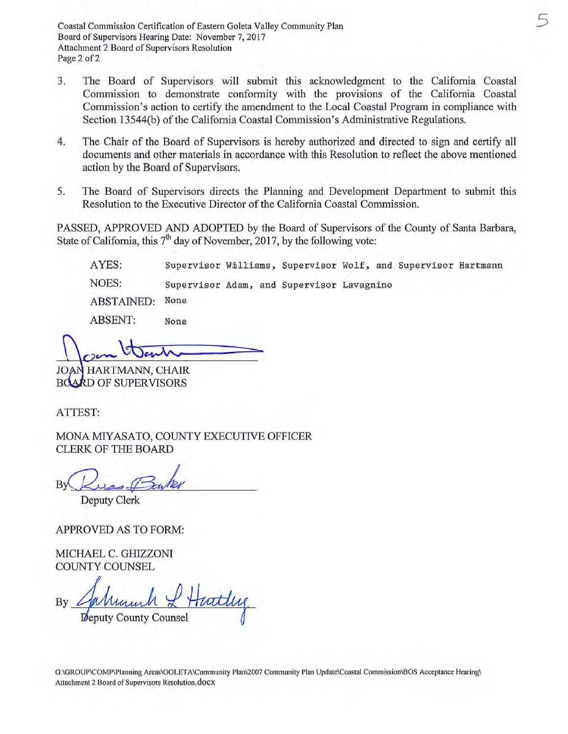3. The Board of Supervisors will submit this acknowledgment to the California Coastal Commission to demonstrate conformity with the provisions of the California Coastal Commission's action to certify the amendment to the Local Coastal Program in compliance with Section 13544(b) of the California Coastal Commission's Administrative Regulations.

4. The Chair of the Board of Supervisors is hereby authorized and directed to sign and certify all documents and other materials in accordance with this Resolution to reflect the above mentioned action by the Board of Supervisors.

5. The Board of Supervisors directs the Planning and Development Department to submit this Resolution to the Executive Director of the California Coastal Commission.

PASSED, APPROVED AND ADOPTED by the Board of Supervisors of the County of Santa Barbara, State of California, this 7th day of November, 2017, by the following vote:

AYES: Supervisor Williams, Supervisor Wolf, and Supervisor Hartmann

NOES: Supervisor Adam, and Supervisor Lavagnino

ABSTAINED: None

ABSENT: None

JOAN HARTMANN, CHAIR
BOARD OF SUPERVISORS

ATTEST:

MONA MIYASATO, COUNTY EXECUTIVE OFFICER
CLERK OF THE BOARD

By ____________________
Deputy Clerk

APPROVED AS TO FORM:

MICHAEL C. GHIZZONI
COUNTY COUNSEL

By ____________________
Deputy County Counsel

G:\GROUP\COMP\Planning Areas\GOLETA\Community Plan\2007 Community Plan Update\Coastal Commission\BOS Acceptance Hearing\Attachment 2 Board of Supervisors Resolution.docx